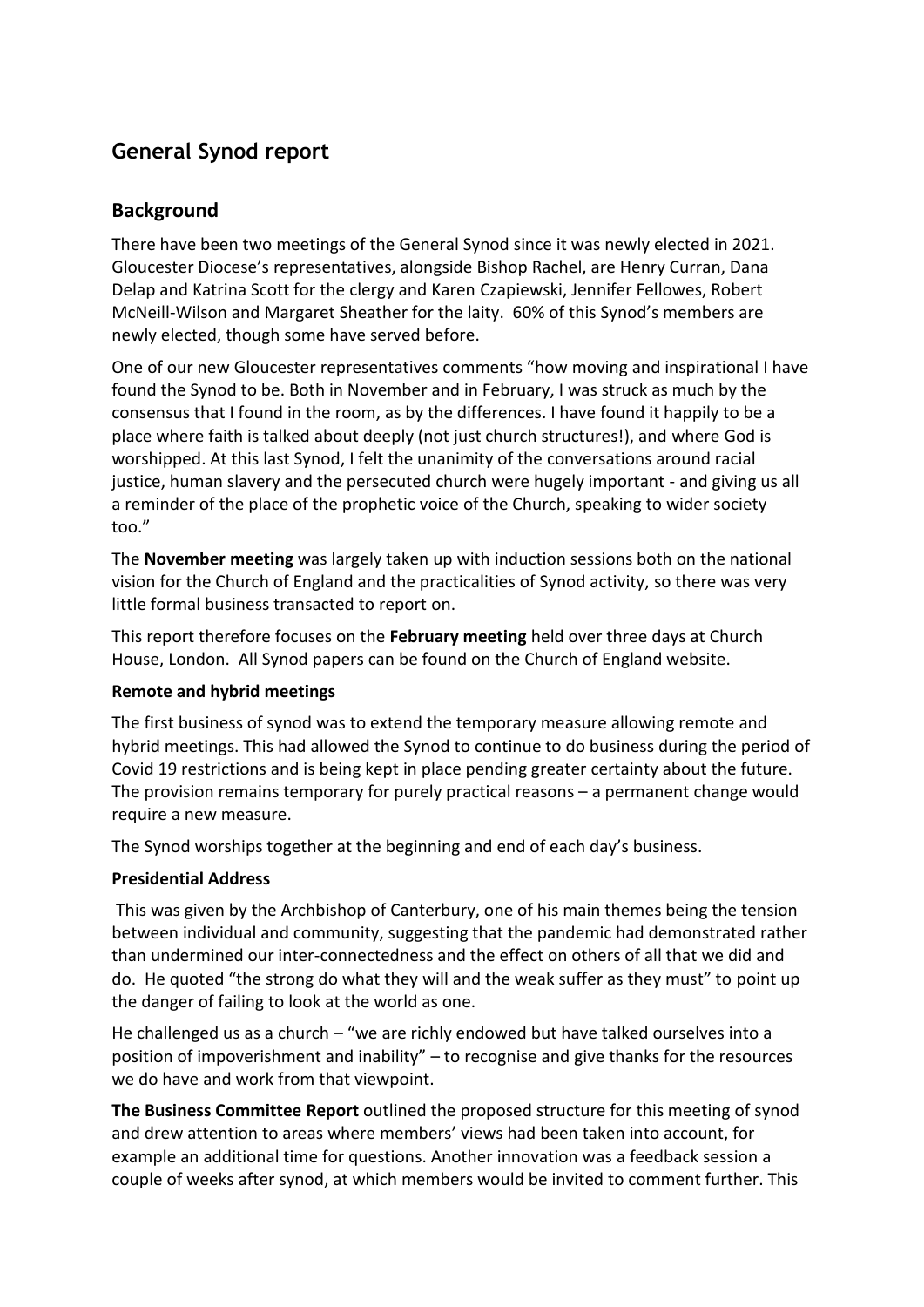# General Synod report

## Background

There have been two meetings of the General Synod since it was newly elected in 2021. Gloucester Diocese's representatives, alongside Bishop Rachel, are Henry Curran, Dana Delap and Katrina Scott for the clergy and Karen Czapiewski, Jennifer Fellowes, Robert McNeill-Wilson and Margaret Sheather for the laity. 60% of this Synod's members are newly elected, though some have served before.

One of our new Gloucester representatives comments "how moving and inspirational I have found the Synod to be. Both in November and in February, I was struck as much by the consensus that I found in the room, as by the differences. I have found it happily to be a place where faith is talked about deeply (not just church structures!), and where God is worshipped. At this last Synod, I felt the unanimity of the conversations around racial justice, human slavery and the persecuted church were hugely important - and giving us all a reminder of the place of the prophetic voice of the Church, speaking to wider society too."

The **November meeting** was largely taken up with induction sessions both on the national vision for the Church of England and the practicalities of Synod activity, so there was very little formal business transacted to report on.

This report therefore focuses on the **February meeting** held over three days at Church House, London. All Synod papers can be found on the Church of England website.

### Remote and hybrid meetings

The first business of synod was to extend the temporary measure allowing remote and hybrid meetings. This had allowed the Synod to continue to do business during the period of Covid 19 restrictions and is being kept in place pending greater certainty about the future. The provision remains temporary for purely practical reasons – a permanent change would require a new measure.

The Synod worships together at the beginning and end of each day's business.

### Presidential Address

This was given by the Archbishop of Canterbury, one of his main themes being the tension between individual and community, suggesting that the pandemic had demonstrated rather than undermined our inter-connectedness and the effect on others of all that we did and do. He quoted "the strong do what they will and the weak suffer as they must" to point up the danger of failing to look at the world as one.

He challenged us as a church – "we are richly endowed but have talked ourselves into a position of impoverishment and inability" – to recognise and give thanks for the resources we do have and work from that viewpoint.

**The Business Committee Report** outlined the proposed structure for this meeting of synod and drew attention to areas where members' views had been taken into account, for example an additional time for questions. Another innovation was a feedback session a couple of weeks after synod, at which members would be invited to comment further. This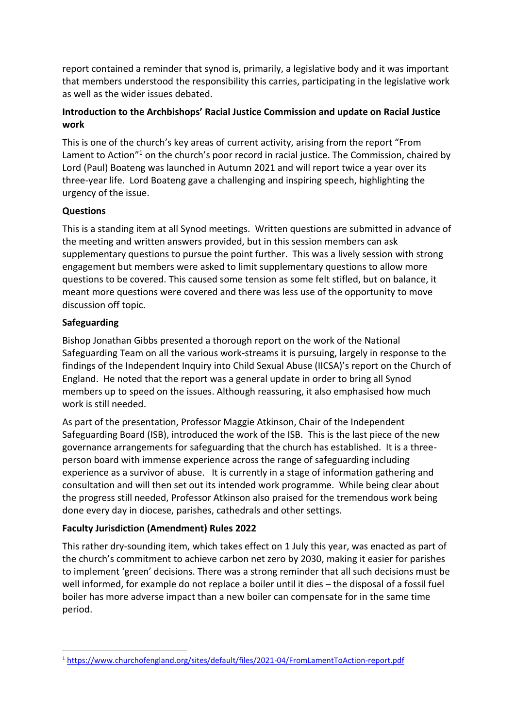report contained a reminder that synod is, primarily, a legislative body and it was important that members understood the responsibility this carries, participating in the legislative work as well as the wider issues debated.

**Introduction to the Archbishops' Racial Justice Commission and update on Racial Justice work**

This is one of the church's key areas of current activity, arising from the report "From Lament to Action"[1] on the church's poor record in racial justice. The Commission, chaired by Lord (Paul) Boateng was launched in Autumn 2021 and will report twice a year over its three-year life. Lord Boateng gave a challenging and inspiring speech, highlighting the urgency of the issue.

**Questions**

This is a standing item at all Synod meetings. Written questions are submitted in advance of the meeting and written answers provided, but in this session members can ask supplementary questions to pursue the point further. This was a lively session with strong engagement but members were asked to limit supplementary questions to allow more questions to be covered. This caused some tension as some felt stifled, but on balance, it meant more questions were covered and there was less use of the opportunity to move discussion off topic.

**Safeguarding**

Bishop Jonathan Gibbs presented a thorough report on the work of the National Safeguarding Team on all the various work-streams it is pursuing, largely in response to the findings of the Independent Inquiry into Child Sexual Abuse (IICSA)'s report on the Church of England. He noted that the report was a general update in order to bring all Synod members up to speed on the issues. Although reassuring, it also emphasised how much work is still needed.

As part of the presentation, Professor Maggie Atkinson, Chair of the Independent Safeguarding Board (ISB), introduced the work of the ISB. This is the last piece of the new governance arrangements for safeguarding that the church has established. It is a three-person board with immense experience across the range of safeguarding including experience as a survivor of abuse. It is currently in a stage of information gathering and consultation and will then set out its intended work programme. While being clear about the progress still needed, Professor Atkinson also praised for the tremendous work being done every day in diocese, parishes, cathedrals and other settings.

**Faculty Jurisdiction (Amendment) Rules 2022**

This rather dry-sounding item, which takes effect on 1 July this year, was enacted as part of the church's commitment to achieve carbon net zero by 2030, making it easier for parishes to implement 'green' decisions. There was a strong reminder that all such decisions must be well informed, for example do not replace a boiler until it dies – the disposal of a fossil fuel boiler has more adverse impact than a new boiler can compensate for in the same time period.

---

[1] https://www.churchofengland.org/sites/default/files/2021-04/FromLamentToAction-report.pdf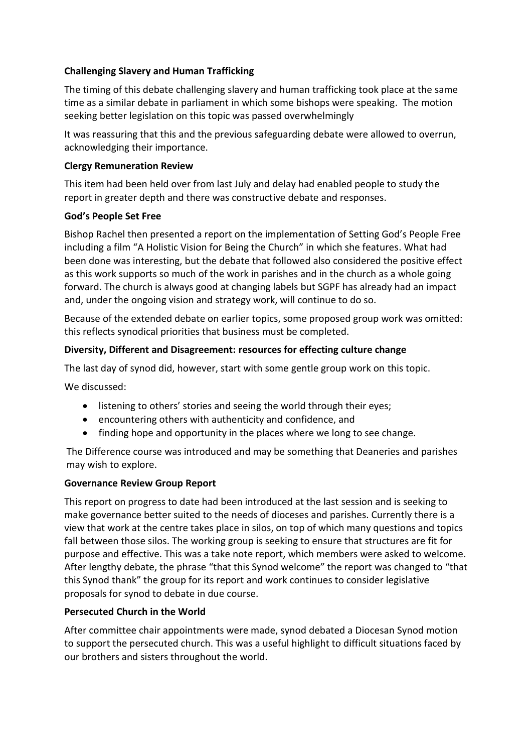**Challenging Slavery and Human Trafficking**

The timing of this debate challenging slavery and human trafficking took place at the same time as a similar debate in parliament in which some bishops were speaking. The motion seeking better legislation on this topic was passed overwhelmingly

It was reassuring that this and the previous safeguarding debate were allowed to overrun, acknowledging their importance.

**Clergy Remuneration Review**

This item had been held over from last July and delay had enabled people to study the report in greater depth and there was constructive debate and responses.

**God's People Set Free**

Bishop Rachel then presented a report on the implementation of Setting God's People Free including a film "A Holistic Vision for Being the Church" in which she features. What had been done was interesting, but the debate that followed also considered the positive effect as this work supports so much of the work in parishes and in the church as a whole going forward. The church is always good at changing labels but SGPF has already had an impact and, under the ongoing vision and strategy work, will continue to do so.

Because of the extended debate on earlier topics, some proposed group work was omitted: this reflects synodical priorities that business must be completed.

**Diversity, Different and Disagreement: resources for effecting culture change**

The last day of synod did, however, start with some gentle group work on this topic.

We discussed:

- listening to others' stories and seeing the world through their eyes;
- encountering others with authenticity and confidence, and
- finding hope and opportunity in the places where we long to see change.

The Difference course was introduced and may be something that Deaneries and parishes may wish to explore.

**Governance Review Group Report**

This report on progress to date had been introduced at the last session and is seeking to make governance better suited to the needs of dioceses and parishes. Currently there is a view that work at the centre takes place in silos, on top of which many questions and topics fall between those silos. The working group is seeking to ensure that structures are fit for purpose and effective. This was a take note report, which members were asked to welcome. After lengthy debate, the phrase "that this Synod welcome" the report was changed to "that this Synod thank" the group for its report and work continues to consider legislative proposals for synod to debate in due course.

**Persecuted Church in the World**

After committee chair appointments were made, synod debated a Diocesan Synod motion to support the persecuted church. This was a useful highlight to difficult situations faced by our brothers and sisters throughout the world.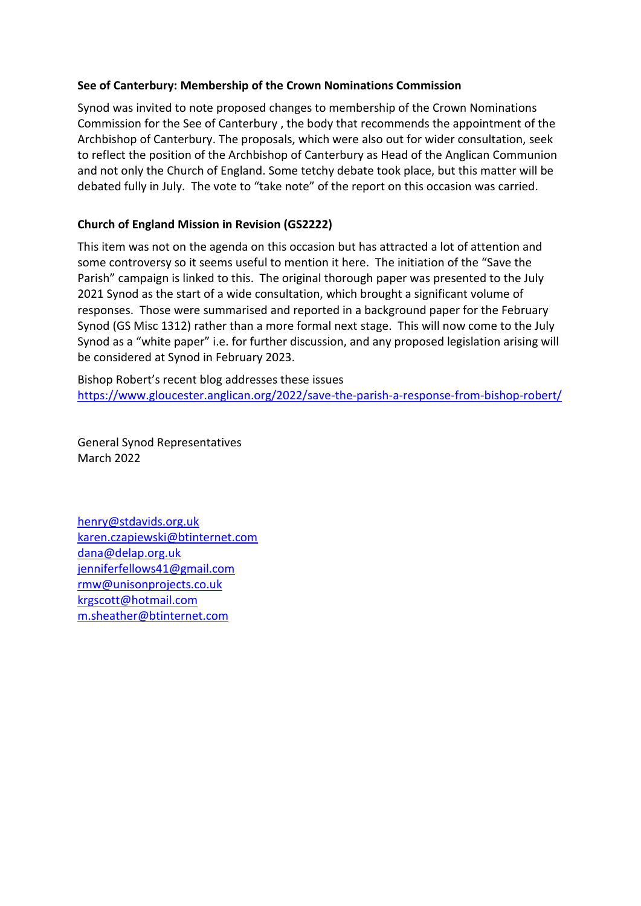**See of Canterbury: Membership of the Crown Nominations Commission**

Synod was invited to note proposed changes to membership of the Crown Nominations Commission for the See of Canterbury , the body that recommends the appointment of the Archbishop of Canterbury. The proposals, which were also out for wider consultation, seek to reflect the position of the Archbishop of Canterbury as Head of the Anglican Communion and not only the Church of England. Some tetchy debate took place, but this matter will be debated fully in July. The vote to "take note" of the report on this occasion was carried.

**Church of England Mission in Revision (GS2222)**

This item was not on the agenda on this occasion but has attracted a lot of attention and some controversy so it seems useful to mention it here. The initiation of the "Save the Parish" campaign is linked to this. The original thorough paper was presented to the July 2021 Synod as the start of a wide consultation, which brought a significant volume of responses. Those were summarised and reported in a background paper for the February Synod (GS Misc 1312) rather than a more formal next stage. This will now come to the July Synod as a "white paper" i.e. for further discussion, and any proposed legislation arising will be considered at Synod in February 2023.

Bishop Robert's recent blog addresses these issues
https://www.gloucester.anglican.org/2022/save-the-parish-a-response-from-bishop-robert/

General Synod Representatives
March 2022

henry@stdavids.org.uk
karen.czapiewski@btinternet.com
dana@delap.org.uk
jenniferfellows41@gmail.com
rmw@unisonprojects.co.uk
krgscott@hotmail.com
m.sheather@btinternet.com